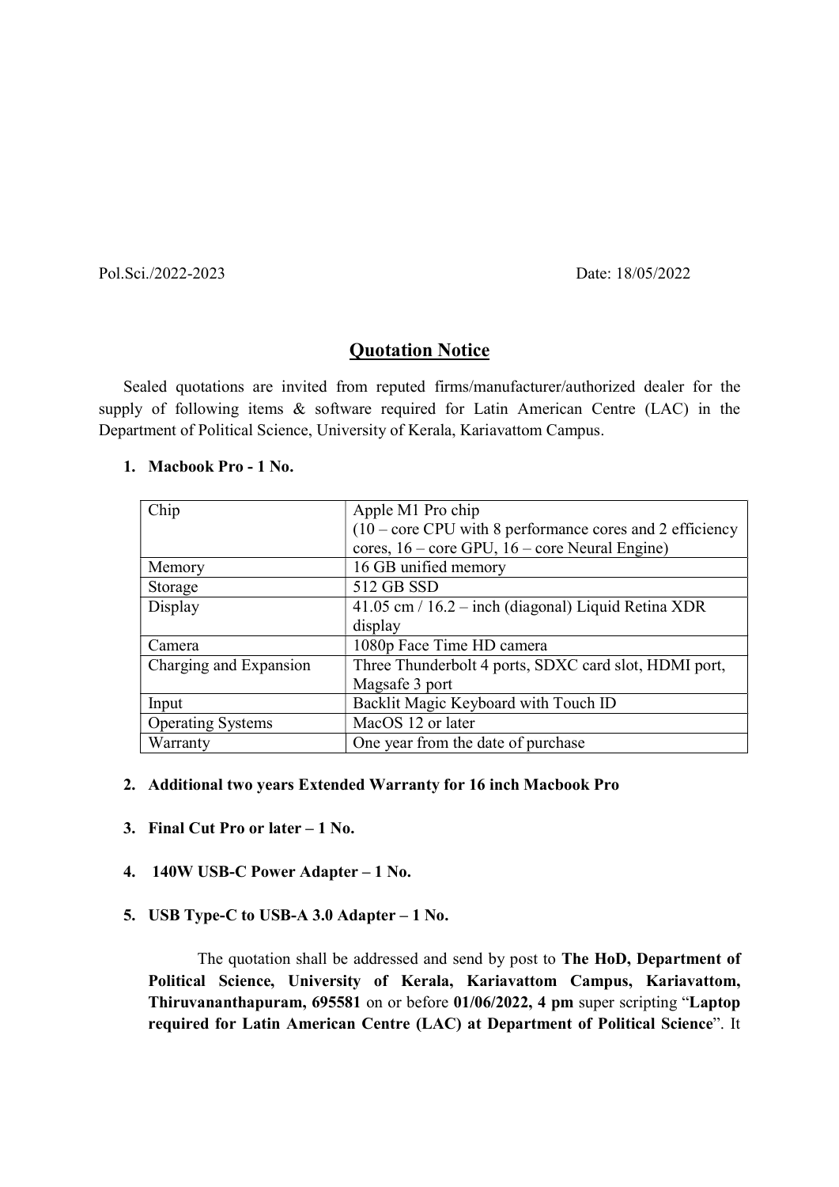Pol.Sci./2022-2023 Date: 18/05/2022

## Quotation Notice

Sealed quotations are invited from reputed firms/manufacturer/authorized dealer for the supply of following items & software required for Latin American Centre (LAC) in the Department of Political Science, University of Kerala, Kariavattom Campus.

1. **Macbook Pro - 1 No.**

| Chip | Apple M1 Pro chip (10 – core CPU with 8 performance cores and 2 efficiency cores, 16 – core GPU, 16 – core Neural Engine) |
|---|---|
| Memory | 16 GB unified memory |
| Storage | 512 GB SSD |
| Display | 41.05 cm / 16.2 – inch (diagonal) Liquid Retina XDR display |
| Camera | 1080p Face Time HD camera |
| Charging and Expansion | Three Thunderbolt 4 ports, SDXC card slot, HDMI port, Magsafe 3 port |
| Input | Backlit Magic Keyboard with Touch ID |
| Operating Systems | MacOS 12 or later |
| Warranty | One year from the date of purchase |

2. **Additional two years Extended Warranty for 16 inch Macbook Pro**

3. **Final Cut Pro or later – 1 No.**

4. **140W USB-C Power Adapter – 1 No.**

5. **USB Type-C to USB-A 3.0 Adapter – 1 No.**

The quotation shall be addressed and send by post to **The HoD, Department of Political Science, University of Kerala, Kariavattom Campus, Kariavattom, Thiruvananthapuram, 695581** on or before **01/06/2022, 4 pm** super scripting "**Laptop required for Latin American Centre (LAC) at Department of Political Science**". It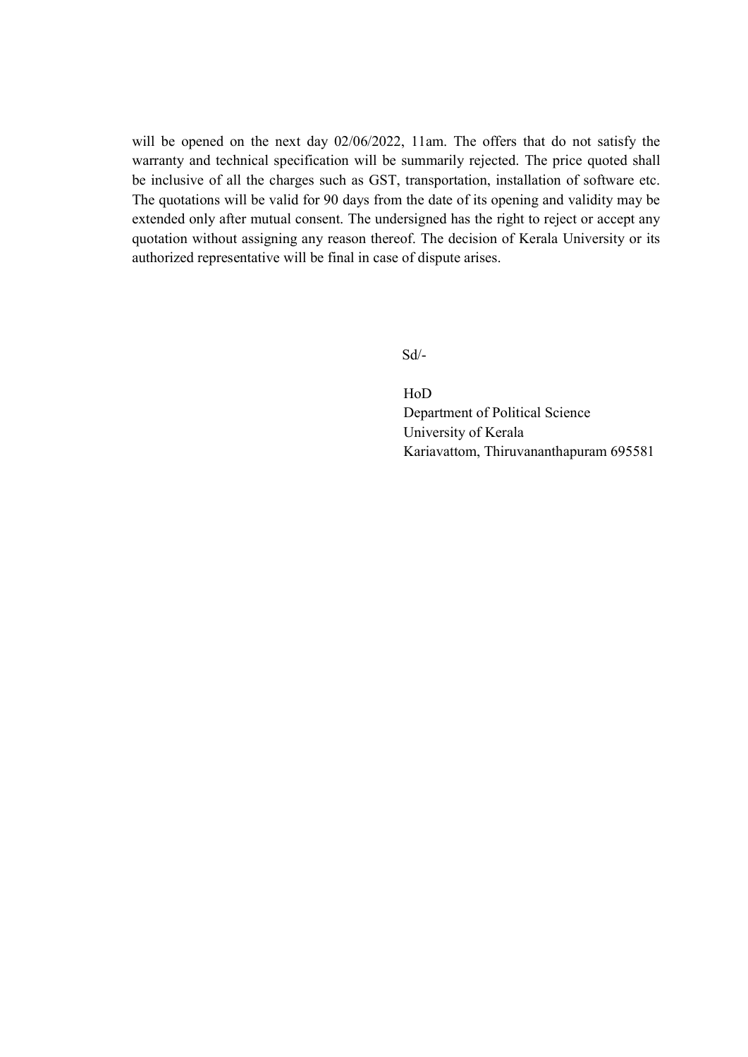will be opened on the next day 02/06/2022, 11am. The offers that do not satisfy the warranty and technical specification will be summarily rejected. The price quoted shall be inclusive of all the charges such as GST, transportation, installation of software etc. The quotations will be valid for 90 days from the date of its opening and validity may be extended only after mutual consent. The undersigned has the right to reject or accept any quotation without assigning any reason thereof. The decision of Kerala University or its authorized representative will be final in case of dispute arises.

Sd/-

HoD
Department of Political Science
University of Kerala
Kariavattom, Thiruvananthapuram 695581